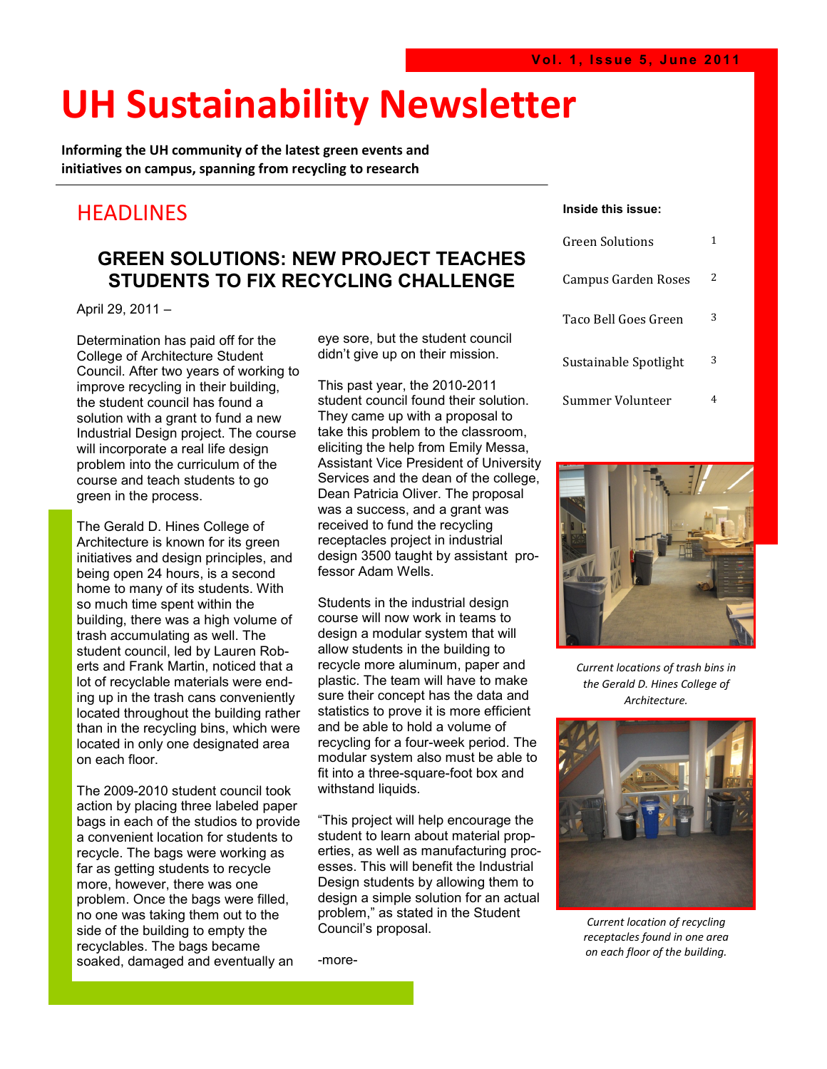# UH Sustainability Newsletter

**Informing the UH community of the latest green events and initiatives on campus, spanning from recycling to research**

**Inside this issue:**

| | |
|---|---|
| Green Solutions | 1 |
| Campus Garden Roses | 2 |
| Taco Bell Goes Green | 3 |
| Sustainable Spotlight | 3 |
| Summer Volunteer | 4 |

## HEADLINES

### GREEN SOLUTIONS: NEW PROJECT TEACHES STUDENTS TO FIX RECYCLING CHALLENGE

April 29, 2011 –

Determination has paid off for the College of Architecture Student Council. After two years of working to improve recycling in their building, the student council has found a solution with a grant to fund a new Industrial Design project. The course will incorporate a real life design problem into the curriculum of the course and teach students to go green in the process.

The Gerald D. Hines College of Architecture is known for its green initiatives and design principles, and being open 24 hours, is a second home to many of its students. With so much time spent within the building, there was a high volume of trash accumulating as well. The student council, led by Lauren Roberts and Frank Martin, noticed that a lot of recyclable materials were ending up in the trash cans conveniently located throughout the building rather than in the recycling bins, which were located in only one designated area on each floor.

The 2009-2010 student council took action by placing three labeled paper bags in each of the studios to provide a convenient location for students to recycle. The bags were working as far as getting students to recycle more, however, there was one problem. Once the bags were filled, no one was taking them out to the side of the building to empty the recyclables. The bags became soaked, damaged and eventually an eye sore, but the student council didn't give up on their mission.

This past year, the 2010-2011 student council found their solution. They came up with a proposal to take this problem to the classroom, eliciting the help from Emily Messa, Assistant Vice President of University Services and the dean of the college, Dean Patricia Oliver. The proposal was a success, and a grant was received to fund the recycling receptacles project in industrial design 3500 taught by assistant professor Adam Wells.

Students in the industrial design course will now work in teams to design a modular system that will allow students in the building to recycle more aluminum, paper and plastic. The team will have to make sure their concept has the data and statistics to prove it is more efficient and be able to hold a volume of recycling for a four-week period. The modular system also must be able to fit into a three-square-foot box and withstand liquids.

"This project will help encourage the student to learn about material properties, as well as manufacturing processes. This will benefit the Industrial Design students by allowing them to design a simple solution for an actual problem," as stated in the Student Council's proposal.

-more-

*Current locations of trash bins in the Gerald D. Hines College of Architecture.*

*Current location of recycling receptacles found in one area on each floor of the building.*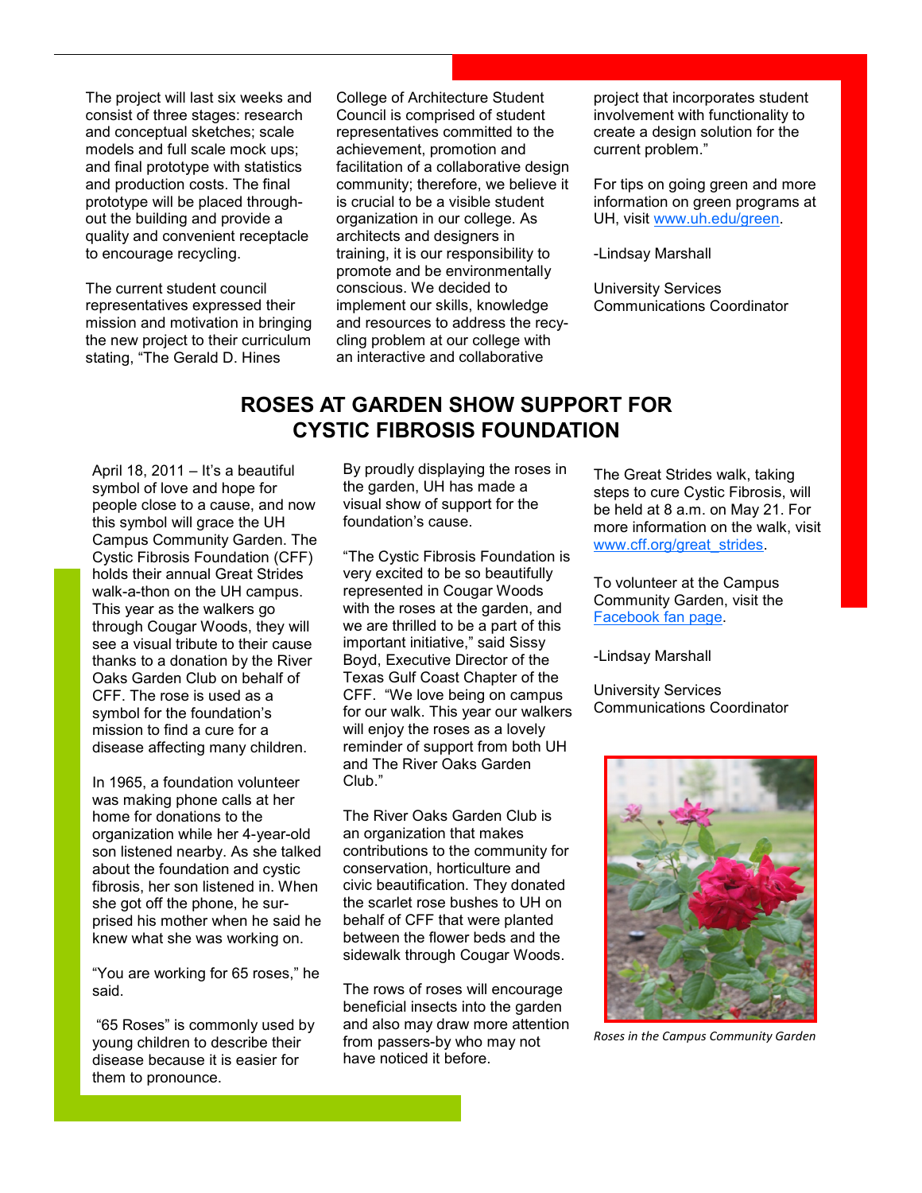The project will last six weeks and consist of three stages: research and conceptual sketches; scale models and full scale mock ups; and final prototype with statistics and production costs. The final prototype will be placed throughout the building and provide a quality and convenient receptacle to encourage recycling.

The current student council representatives expressed their mission and motivation in bringing the new project to their curriculum stating, "The Gerald D. Hines College of Architecture Student Council is comprised of student representatives committed to the achievement, promotion and facilitation of a collaborative design community; therefore, we believe it is crucial to be a visible student organization in our college. As architects and designers in training, it is our responsibility to promote and be environmentally conscious. We decided to implement our skills, knowledge and resources to address the recycling problem at our college with an interactive and collaborative project that incorporates student involvement with functionality to create a design solution for the current problem."

For tips on going green and more information on green programs at UH, visit [www.uh.edu/green](www.uh.edu/green).

-Lindsay Marshall

University Services Communications Coordinator

## ROSES AT GARDEN SHOW SUPPORT FOR CYSTIC FIBROSIS FOUNDATION

April 18, 2011 – It's a beautiful symbol of love and hope for people close to a cause, and now this symbol will grace the UH Campus Community Garden. The Cystic Fibrosis Foundation (CFF) holds their annual Great Strides walk-a-thon on the UH campus. This year as the walkers go through Cougar Woods, they will see a visual tribute to their cause thanks to a donation by the River Oaks Garden Club on behalf of CFF. The rose is used as a symbol for the foundation's mission to find a cure for a disease affecting many children.

In 1965, a foundation volunteer was making phone calls at her home for donations to the organization while her 4-year-old son listened nearby. As she talked about the foundation and cystic fibrosis, her son listened in. When she got off the phone, he surprised his mother when he said he knew what she was working on.

"You are working for 65 roses," he said.

"65 Roses" is commonly used by young children to describe their disease because it is easier for them to pronounce.

By proudly displaying the roses in the garden, UH has made a visual show of support for the foundation's cause.

"The Cystic Fibrosis Foundation is very excited to be so beautifully represented in Cougar Woods with the roses at the garden, and we are thrilled to be a part of this important initiative," said Sissy Boyd, Executive Director of the Texas Gulf Coast Chapter of the CFF. "We love being on campus for our walk. This year our walkers will enjoy the roses as a lovely reminder of support from both UH and The River Oaks Garden Club."

The River Oaks Garden Club is an organization that makes contributions to the community for conservation, horticulture and civic beautification. They donated the scarlet rose bushes to UH on behalf of CFF that were planted between the flower beds and the sidewalk through Cougar Woods.

The rows of roses will encourage beneficial insects into the garden and also may draw more attention from passers-by who may not have noticed it before.

The Great Strides walk, taking steps to cure Cystic Fibrosis, will be held at 8 a.m. on May 21. For more information on the walk, visit [www.cff.org/great_strides](www.cff.org/great_strides).

To volunteer at the Campus Community Garden, visit the Facebook fan page.

-Lindsay Marshall

University Services Communications Coordinator

*Roses in the Campus Community Garden*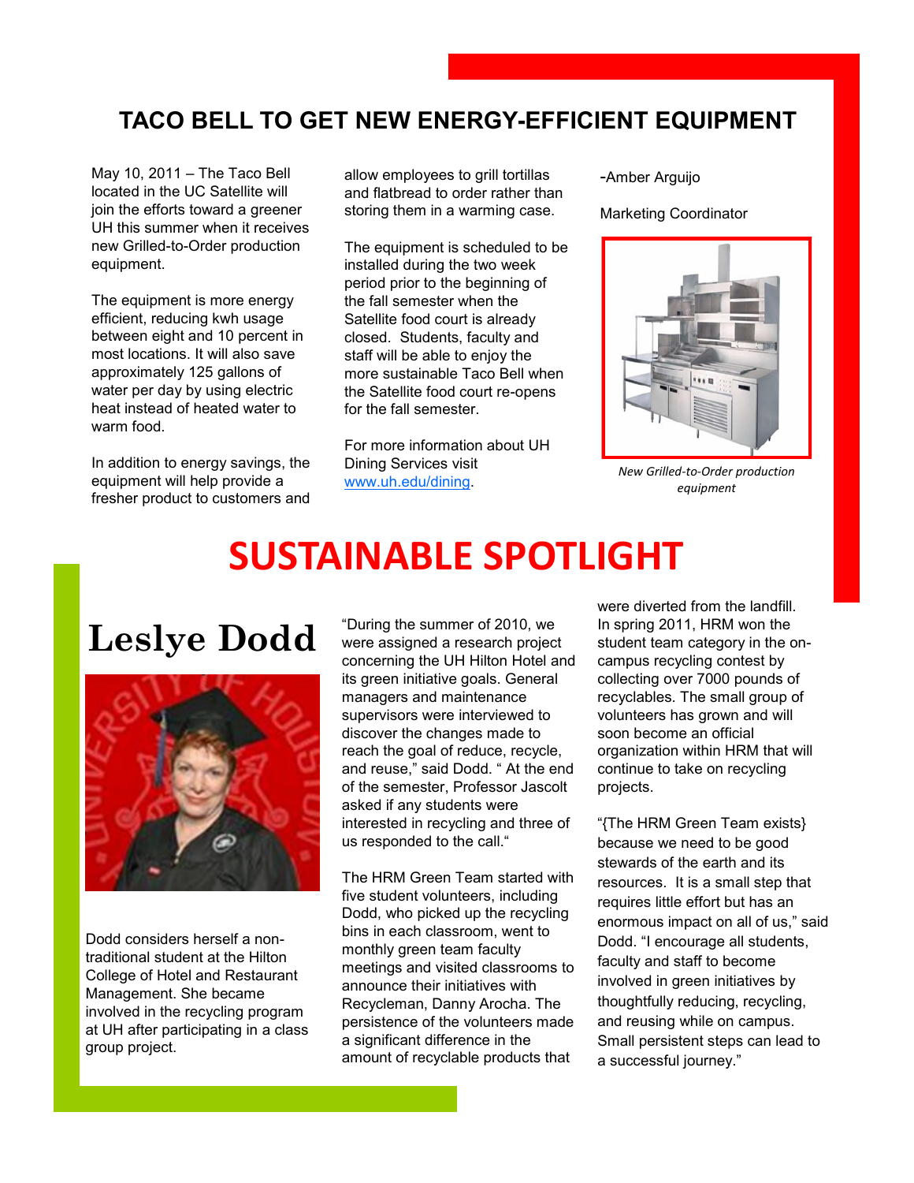## TACO BELL TO GET NEW ENERGY-EFFICIENT EQUIPMENT

May 10, 2011 – The Taco Bell located in the UC Satellite will join the efforts toward a greener UH this summer when it receives new Grilled-to-Order production equipment.

The equipment is more energy efficient, reducing kwh usage between eight and 10 percent in most locations. It will also save approximately 125 gallons of water per day by using electric heat instead of heated water to warm food.

In addition to energy savings, the equipment will help provide a fresher product to customers and allow employees to grill tortillas and flatbread to order rather than storing them in a warming case.

The equipment is scheduled to be installed during the two week period prior to the beginning of the fall semester when the Satellite food court is already closed. Students, faculty and staff will be able to enjoy the more sustainable Taco Bell when the Satellite food court re-opens for the fall semester.

For more information about UH Dining Services visit www.uh.edu/dining.

-Amber Arguijo

Marketing Coordinator

*New Grilled-to-Order production equipment*

# SUSTAINABLE SPOTLIGHT

## Leslye Dodd

Dodd considers herself a non-traditional student at the Hilton College of Hotel and Restaurant Management. She became involved in the recycling program at UH after participating in a class group project.

"During the summer of 2010, we were assigned a research project concerning the UH Hilton Hotel and its green initiative goals. General managers and maintenance supervisors were interviewed to discover the changes made to reach the goal of reduce, recycle, and reuse," said Dodd. " At the end of the semester, Professor Jascolt asked if any students were interested in recycling and three of us responded to the call."

The HRM Green Team started with five student volunteers, including Dodd, who picked up the recycling bins in each classroom, went to monthly green team faculty meetings and visited classrooms to announce their initiatives with Recycleman, Danny Arocha. The persistence of the volunteers made a significant difference in the amount of recyclable products that were diverted from the landfill. In spring 2011, HRM won the student team category in the on-campus recycling contest by collecting over 7000 pounds of recyclables. The small group of volunteers has grown and will soon become an official organization within HRM that will continue to take on recycling projects.

"{The HRM Green Team exists} because we need to be good stewards of the earth and its resources. It is a small step that requires little effort but has an enormous impact on all of us," said Dodd. "I encourage all students, faculty and staff to become involved in green initiatives by thoughtfully reducing, recycling, and reusing while on campus. Small persistent steps can lead to a successful journey."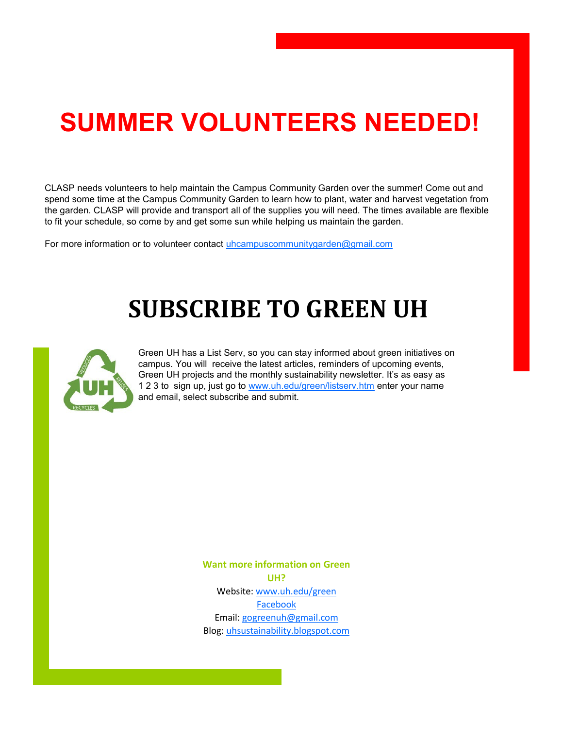# SUMMER VOLUNTEERS NEEDED!

CLASP needs volunteers to help maintain the Campus Community Garden over the summer! Come out and spend some time at the Campus Community Garden to learn how to plant, water and harvest vegetation from the garden. CLASP will provide and transport all of the supplies you will need. The times available are flexible to fit your schedule, so come by and get some sun while helping us maintain the garden.

For more information or to volunteer contact uhcampuscommunitygarden@gmail.com

# SUBSCRIBE TO GREEN UH

Green UH has a List Serv, so you can stay informed about green initiatives on campus. You will receive the latest articles, reminders of upcoming events, Green UH projects and the monthly sustainability newsletter. It's as easy as 1 2 3 to sign up, just go to www.uh.edu/green/listserv.htm enter your name and email, select subscribe and submit.

**Want more information on Green UH?**

Website: www.uh.edu/green

Facebook

Email: gogreenuh@gmail.com

Blog: uhsustainability.blogspot.com